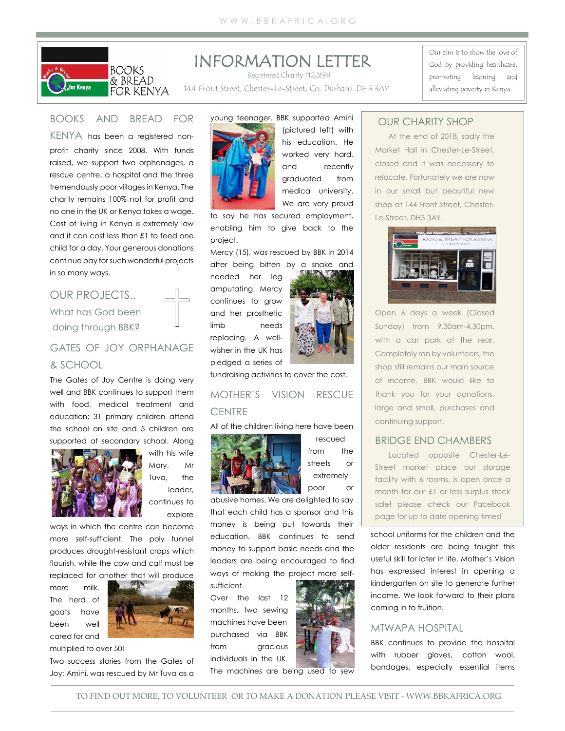# INFORMATION LETTER

Registered Charity 1122698

144 Front Street, Chester-Le-Street, Co. Durham, DH3 3AY

Our aim is to show the love of God by providing healthcare, promoting learning and alleviating poverty in Kenya.

BOOKS AND BREAD FOR KENYA has been a registered non-profit charity since 2008. With funds raised, we support two orphanages, a rescue centre, a hospital and the three tremendously poor villages in Kenya. The charity remains 100% not for profit and no one in the UK or Kenya takes a wage. Cost of living in Kenya is extremely low and it can cost less than £1 to feed one child for a day. Your generous donations continue pay for such wonderful projects in so many ways.

## OUR PROJECTS..

What has God been doing through BBK?

## GATES OF JOY ORPHANAGE & SCHOOL

The Gates of Joy Centre is doing very well and BBK continues to support them with food, medical treatment and education; 31 primary children attend the school on site and 5 children are supported at secondary school. Along with his wife Mary, Mr Tuva, the leader, continues to explore ways in which the centre can become more self-sufficient. The poly tunnel produces drought-resistant crops which flourish, while the cow and calf must be replaced for another that will produce more milk. The herd of goats have been well cared for and multiplied to over 50!

Two success stories from the Gates of Joy: Amini, was rescued by Mr Tuva as a young teenager. BBK supported Amini (pictured left) with his education. He worked very hard, and recently graduated from medical university. We are very proud to say he has secured employment, enabling him to give back to the project.

Mercy (15), was rescued by BBK in 2014 after being bitten by a snake and needed her leg amputating. Mercy continues to grow and her prosthetic limb needs replacing. A well-wisher in the UK has pledged a series of fundraising activities to cover the cost.

## MOTHER'S VISION RESCUE CENTRE

All of the children living here have been rescued from the streets or extremely poor or abusive homes. We are delighted to say that each child has a sponsor and this money is being put towards their education. BBK continues to send money to support basic needs and the leaders are being encouraged to find ways of making the project more self-sufficient.

Over the last 12 months, two sewing machines have been purchased via BBK from gracious individuals in the UK. The machines are being used to sew school uniforms for the children and the older residents are being taught this useful skill for later in life. Mother's Vision has expressed interest in opening a kindergarten on site to generate further income. We look forward to their plans coming in to fruition.

## MTWAPA HOSPITAL

BBK continues to provide the hospital with rubber gloves, cotton wool, bandages, especially essential items

## OUR CHARITY SHOP

At the end of 2018, sadly the Market Hall in Chester-Le-Street, closed and it was necessary to relocate. Fortunately we are now in our small but beautiful new shop at 144 Front Street, Chester-Le-Street, DH3 3AY.

Open 6 days a week (Closed Sunday) from 9.30am-4.30pm, with a car park at the rear. Completely ran by volunteers, the shop still remains our main source of income. BBK would like to thank you for your donations, large and small, purchases and continuing support.

## BRIDGE END CHAMBERS

Located opposite Chester-Le-Street market place our storage facility with 6 rooms, is open once a month for our £1 or less surplus stock sale! please check our Facebook page for up to date opening times!

TO FIND OUT MORE, TO VOLUNTEER OR TO MAKE A DONATION PLEASE VISIT - WWW.BBKAFRICA.ORG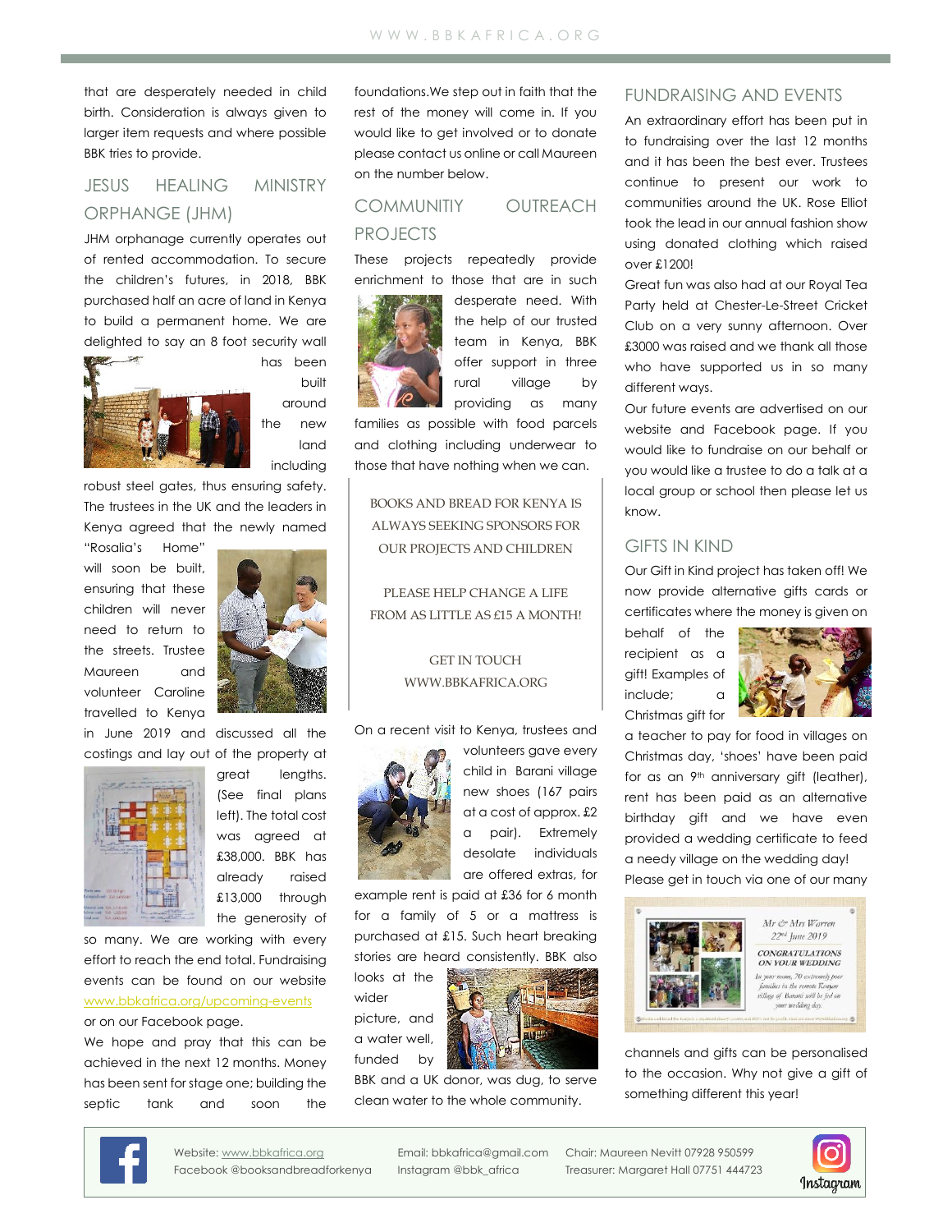that are desperately needed in child birth. Consideration is always given to larger item requests and where possible BBK tries to provide.

## JESUS HEALING MINISTRY ORPHANGE (JHM)

JHM orphanage currently operates out of rented accommodation. To secure the children's futures, in 2018, BBK purchased half an acre of land in Kenya to build a permanent home. We are delighted to say an 8 foot security wall has been built around the new land including robust steel gates, thus ensuring safety. The trustees in the UK and the leaders in Kenya agreed that the newly named "Rosalia's Home" will soon be built, ensuring that these children will never need to return to the streets. Trustee Maureen and volunteer Caroline travelled to Kenya in June 2019 and discussed all the costings and lay out of the property at great lengths. (See final plans left). The total cost was agreed at £38,000. BBK has already raised £13,000 through the generosity of so many. We are working with every effort to reach the end total. Fundraising events can be found on our website [www.bbkafrica.org/upcoming-events](www.bbkafrica.org/upcoming-events) or on our Facebook page.

We hope and pray that this can be achieved in the next 12 months. Money has been sent for stage one; building the septic tank and soon the foundations.We step out in faith that the rest of the money will come in. If you would like to get involved or to donate please contact us online or call Maureen on the number below.

## COMMUNITIY OUTREACH PROJECTS

These projects repeatedly provide enrichment to those that are in such desperate need. With the help of our trusted team in Kenya, BBK offer support in three rural village by providing as many families as possible with food parcels and clothing including underwear to those that have nothing when we can.

BOOKS AND BREAD FOR KENYA IS ALWAYS SEEKING SPONSORS FOR OUR PROJECTS AND CHILDREN

PLEASE HELP CHANGE A LIFE FROM AS LITTLE AS £15 A MONTH!

GET IN TOUCH
WWW.BBKAFRICA.ORG

On a recent visit to Kenya, trustees and volunteers gave every child in Barani village new shoes (167 pairs at a cost of approx. £2 a pair). Extremely desolate individuals are offered extras, for example rent is paid at £36 for 6 month for a family of 5 or a mattress is purchased at £15. Such heart breaking stories are heard consistently. BBK also looks at the wider picture, and a water well, funded by BBK and a UK donor, was dug, to serve clean water to the whole community.

## FUNDRAISING AND EVENTS

An extraordinary effort has been put in to fundraising over the last 12 months and it has been the best ever. Trustees continue to present our work to communities around the UK. Rose Elliot took the lead in our annual fashion show using donated clothing which raised over £1200!

Great fun was also had at our Royal Tea Party held at Chester-Le-Street Cricket Club on a very sunny afternoon. Over £3000 was raised and we thank all those who have supported us in so many different ways.

Our future events are advertised on our website and Facebook page. If you would like to fundraise on our behalf or you would like a trustee to do a talk at a local group or school then please let us know.

## GIFTS IN KIND

Our Gift in Kind project has taken off! We now provide alternative gifts cards or certificates where the money is given on behalf of the recipient as a gift! Examples of include; a Christmas gift for a teacher to pay for food in villages on Christmas day, 'shoes' have been paid for as an 9th anniversary gift (leather), rent has been paid as an alternative birthday gift and we have even provided a wedding certificate to feed a needy village on the wedding day! Please get in touch via one of our many channels and gifts can be personalised to the occasion. Why not give a gift of something different this year!

Mr & Mrs Warren
22nd June 2019
CONGRATULATIONS ON YOUR WEDDING
In your name, 70 extremely poor families in the remote Kenyan village of Barani will be fed on your wedding day.

Website: [www.bbkafrica.org](www.bbkafrica.org)
Facebook @booksandbreadforkenya
Email: bbkafrica@gmail.com
Instagram @bbk_africa
Chair: Maureen Nevitt 07928 950599
Treasurer: Margaret Hall 07751 444723